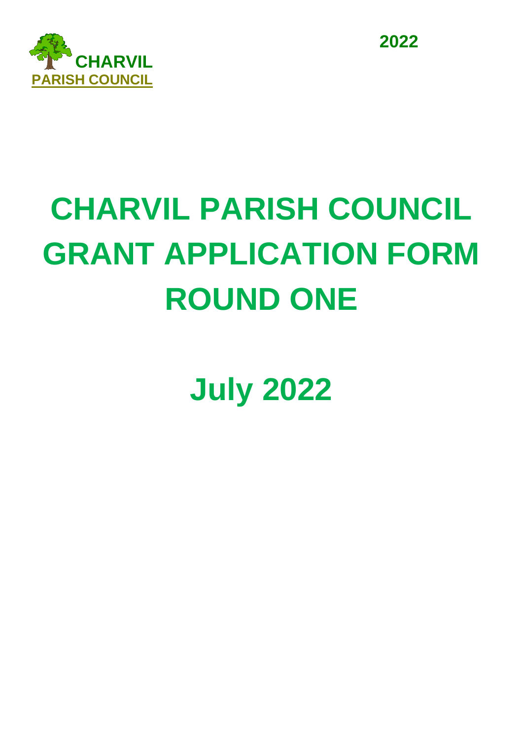**CHARVIL**
**PARISH COUNCIL**

**2022**

# CHARVIL PARISH COUNCIL GRANT APPLICATION FORM ROUND ONE

# July 2022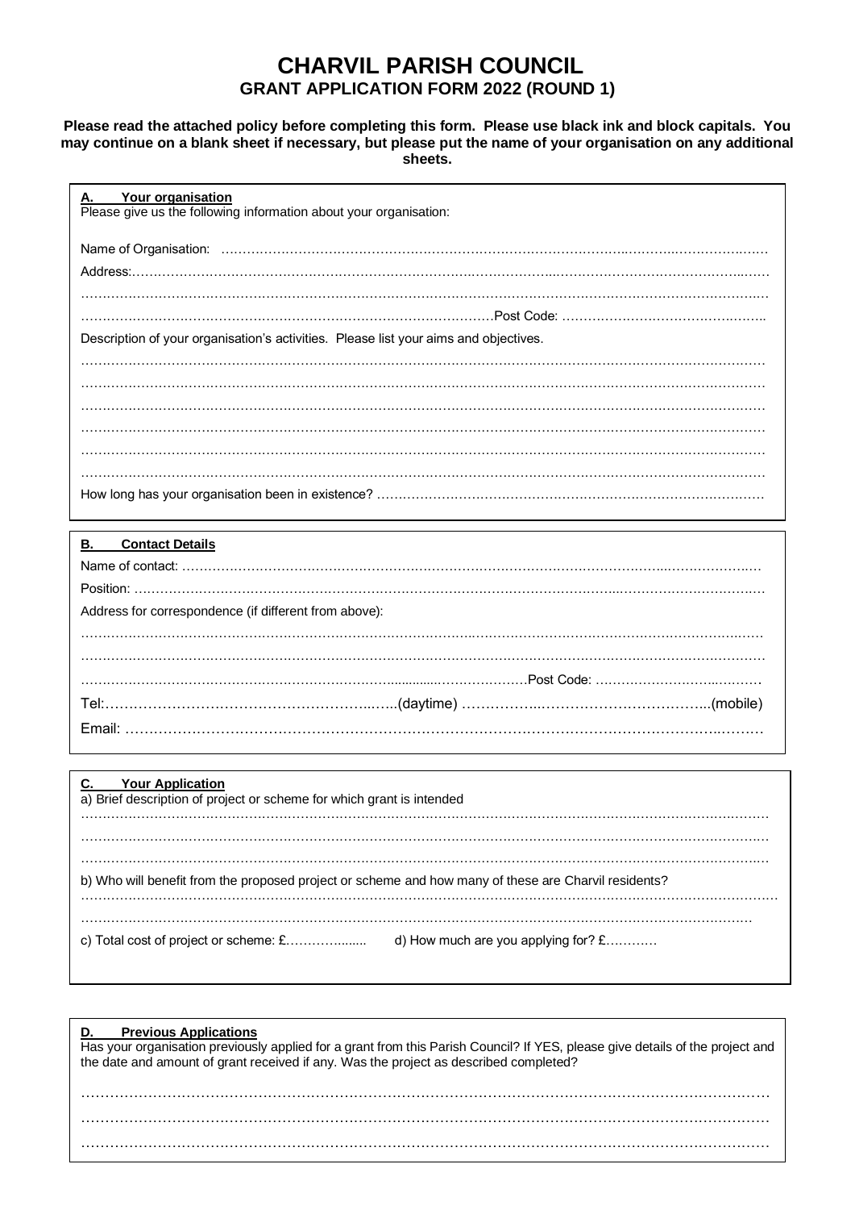# CHARVIL PARISH COUNCIL

## GRANT APPLICATION FORM 2022 (ROUND 1)

**Please read the attached policy before completing this form. Please use black ink and block capitals. You may continue on a blank sheet if necessary, but please put the name of your organisation on any additional sheets.**

### A. Your organisation

Please give us the following information about your organisation:

Name of Organisation: ……………………………………………………………………………………………………

Address:………………………………………………………………………………………………………………

………………………………………………………………………………………………………………………

……………………………………………………………………………………Post Code: ………………………………

Description of your organisation's activities. Please list your aims and objectives.

………………………………………………………………………………………………………………………

………………………………………………………………………………………………………………………

………………………………………………………………………………………………………………………

………………………………………………………………………………………………………………………

………………………………………………………………………………………………………………………

………………………………………………………………………………………………………………………

How long has your organisation been in existence? ………………………………………………………………………

### B. Contact Details

Name of contact: ……………………………………………………………………………………………………………

Position: ……………………………………………………………………………………………………………………

Address for correspondence (if different from above):

………………………………………………………………………………………………………………………

………………………………………………………………………………………………………………………

……………………………………………………………………………………Post Code: ………………………………

Tel:………………………………………………………(daytime) ……………………………………………(mobile)

Email: ……………………………………………………………………………………………………………………

### C. Your Application

a) Brief description of project or scheme for which grant is intended

………………………………………………………………………………………………………………………

………………………………………………………………………………………………………………………

………………………………………………………………………………………………………………………

b) Who will benefit from the proposed project or scheme and how many of these are Charvil residents?

………………………………………………………………………………………………………………………

………………………………………………………………………………………………………………………

c) Total cost of project or scheme: £……………… d) How much are you applying for? £…………

### D. Previous Applications

Has your organisation previously applied for a grant from this Parish Council? If YES, please give details of the project and the date and amount of grant received if any. Was the project as described completed?

………………………………………………………………………………………………………………………

………………………………………………………………………………………………………………………

………………………………………………………………………………………………………………………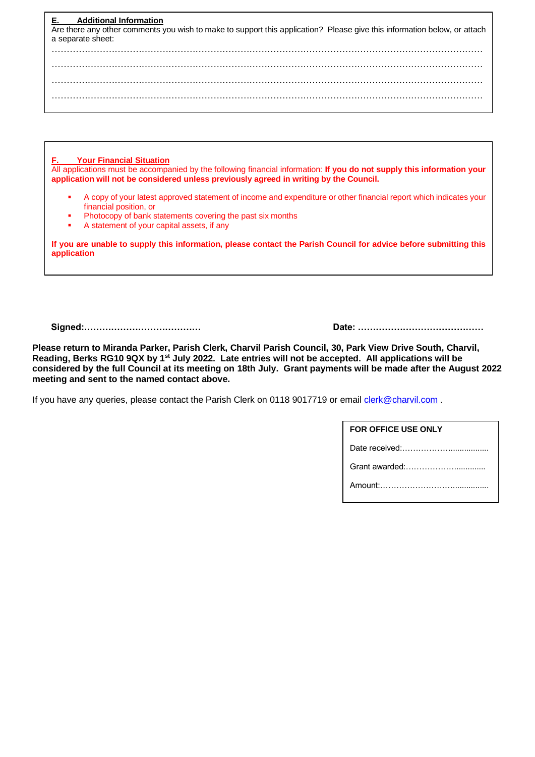## E. Additional Information

Are there any other comments you wish to make to support this application? Please give this information below, or attach a separate sheet:

……………………………………………………………………………………………………………………………

……………………………………………………………………………………………………………………………

……………………………………………………………………………………………………………………………

……………………………………………………………………………………………………………………………

## F. Your Financial Situation

All applications must be accompanied by the following financial information: **If you do not supply this information your application will not be considered unless previously agreed in writing by the Council.**

- A copy of your latest approved statement of income and expenditure or other financial report which indicates your financial position, or
- Photocopy of bank statements covering the past six months
- A statement of your capital assets, if any

**If you are unable to supply this information, please contact the Parish Council for advice before submitting this application**

**Signed:…………………………………** **Date: ……………………………………**

**Please return to Miranda Parker, Parish Clerk, Charvil Parish Council, 30, Park View Drive South, Charvil, Reading, Berks RG10 9QX by 1st July 2022. Late entries will not be accepted. All applications will be considered by the full Council at its meeting on 18th July. Grant payments will be made after the August 2022 meeting and sent to the named contact above.**

If you have any queries, please contact the Parish Clerk on 0118 9017719 or email clerk@charvil.com .

**FOR OFFICE USE ONLY**

Date received:………………..................

Grant awarded:……………….............

Amount:……………………….................